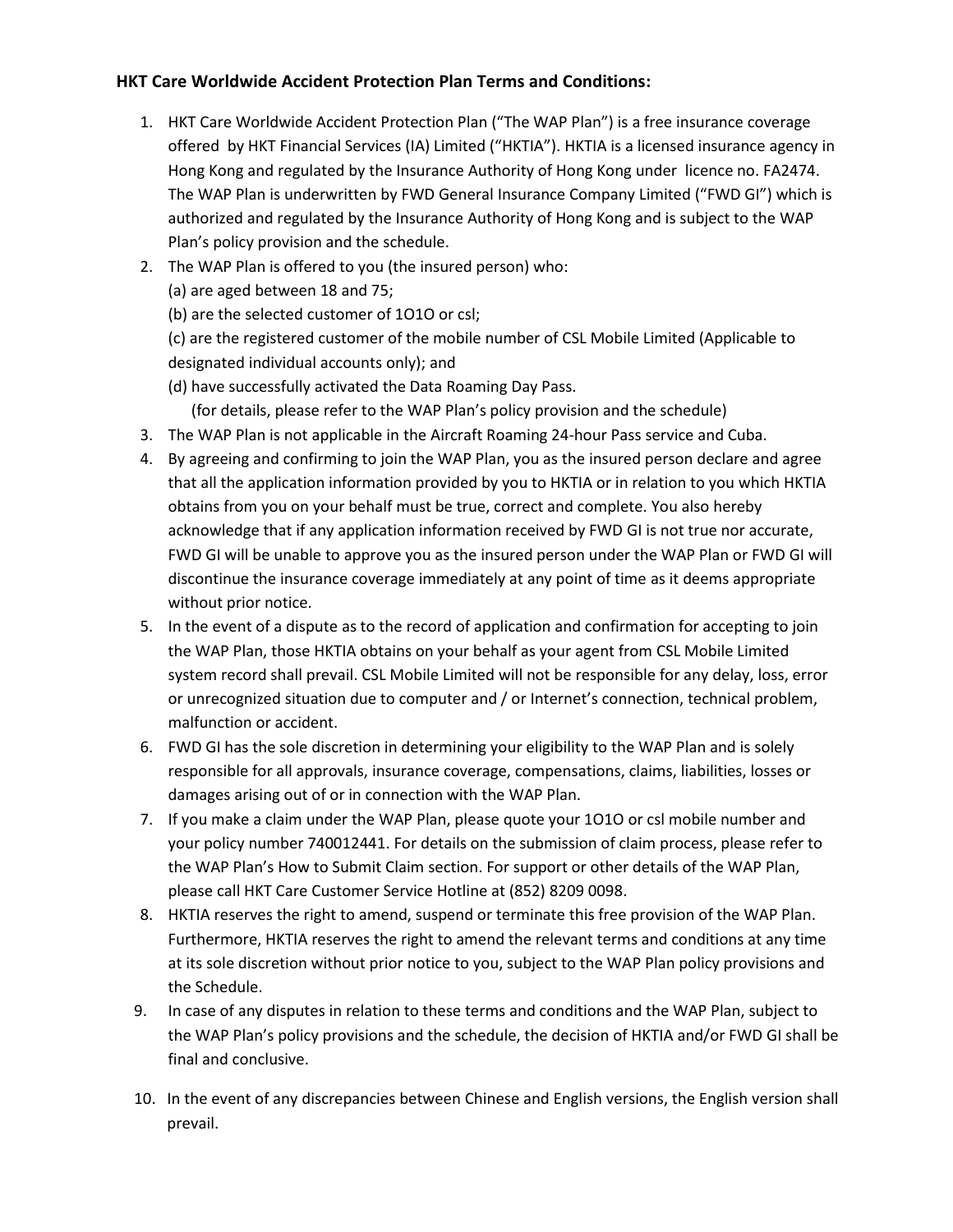**HKT Care Worldwide Accident Protection Plan Terms and Conditions:**

1. HKT Care Worldwide Accident Protection Plan ("The WAP Plan") is a free insurance coverage offered by HKT Financial Services (IA) Limited ("HKTIA"). HKTIA is a licensed insurance agency in Hong Kong and regulated by the Insurance Authority of Hong Kong under licence no. FA2474. The WAP Plan is underwritten by FWD General Insurance Company Limited ("FWD GI") which is authorized and regulated by the Insurance Authority of Hong Kong and is subject to the WAP Plan's policy provision and the schedule.
2. The WAP Plan is offered to you (the insured person) who:
   (a) are aged between 18 and 75;
   (b) are the selected customer of 1O1O or csl;
   (c) are the registered customer of the mobile number of CSL Mobile Limited (Applicable to designated individual accounts only); and
   (d) have successfully activated the Data Roaming Day Pass.
   (for details, please refer to the WAP Plan's policy provision and the schedule)
3. The WAP Plan is not applicable in the Aircraft Roaming 24-hour Pass service and Cuba.
4. By agreeing and confirming to join the WAP Plan, you as the insured person declare and agree that all the application information provided by you to HKTIA or in relation to you which HKTIA obtains from you on your behalf must be true, correct and complete. You also hereby acknowledge that if any application information received by FWD GI is not true nor accurate, FWD GI will be unable to approve you as the insured person under the WAP Plan or FWD GI will discontinue the insurance coverage immediately at any point of time as it deems appropriate without prior notice.
5. In the event of a dispute as to the record of application and confirmation for accepting to join the WAP Plan, those HKTIA obtains on your behalf as your agent from CSL Mobile Limited system record shall prevail. CSL Mobile Limited will not be responsible for any delay, loss, error or unrecognized situation due to computer and / or Internet's connection, technical problem, malfunction or accident.
6. FWD GI has the sole discretion in determining your eligibility to the WAP Plan and is solely responsible for all approvals, insurance coverage, compensations, claims, liabilities, losses or damages arising out of or in connection with the WAP Plan.
7. If you make a claim under the WAP Plan, please quote your 1O1O or csl mobile number and your policy number 740012441. For details on the submission of claim process, please refer to the WAP Plan's How to Submit Claim section. For support or other details of the WAP Plan, please call HKT Care Customer Service Hotline at (852) 8209 0098.
8. HKTIA reserves the right to amend, suspend or terminate this free provision of the WAP Plan. Furthermore, HKTIA reserves the right to amend the relevant terms and conditions at any time at its sole discretion without prior notice to you, subject to the WAP Plan policy provisions and the Schedule.
9. In case of any disputes in relation to these terms and conditions and the WAP Plan, subject to the WAP Plan's policy provisions and the schedule, the decision of HKTIA and/or FWD GI shall be final and conclusive.
10. In the event of any discrepancies between Chinese and English versions, the English version shall prevail.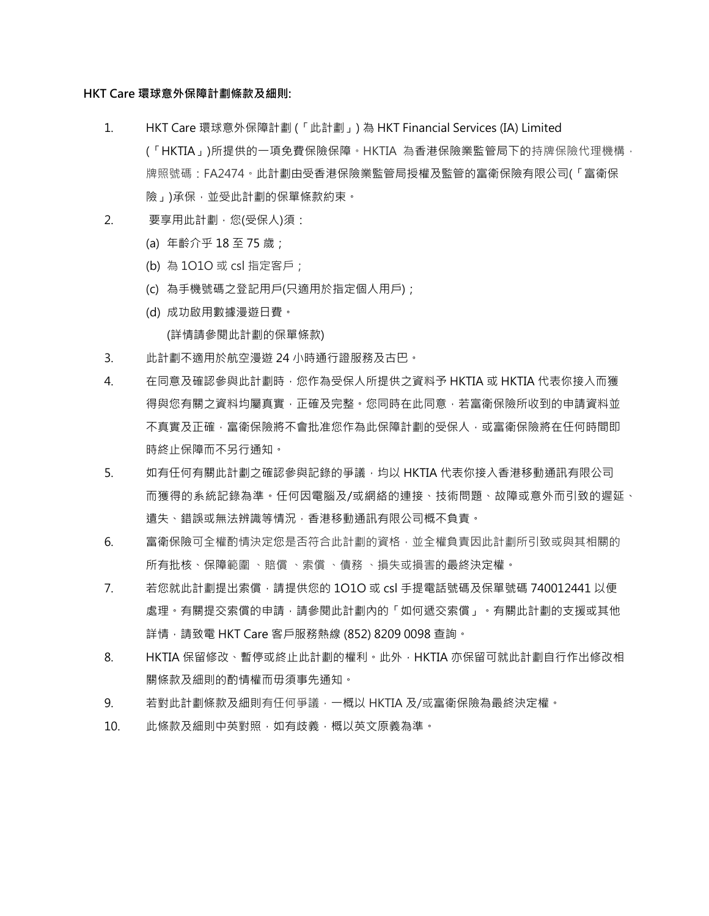**HKT Care 環球意外保障計劃條款及細則:**

1. HKT Care 環球意外保障計劃 (「此計劃」) 為 HKT Financial Services (IA) Limited (「HKTIA」)所提供的一項免費保險保障。HKTIA 為香港保險業監管局下的持牌保險代理機構，牌照號碼：FA2474。此計劃由受香港保險業監管局授權及監管的富衛保險有限公司(「富衛保險」)承保，並受此計劃的保單條款約束。
2. 要享用此計劃，您(受保人)須：
   - (a) 年齡介乎 18 至 75 歲；
   - (b) 為 1O1O 或 csl 指定客戶；
   - (c) 為手機號碼之登記用戶(只適用於指定個人用戶)；
   - (d) 成功啟用數據漫遊日費。

   (詳情請參閱此計劃的保單條款)
3. 此計劃不適用於航空漫遊 24 小時通行證服務及古巴。
4. 在同意及確認參與此計劃時，您作為受保人所提供之資料予 HKTIA 或 HKTIA 代表你接入而獲得與您有關之資料均屬真實，正確及完整。您同時在此同意，若富衛保險所收到的申請資料並不真實及正確，富衛保險將不會批准您作為此保障計劃的受保人，或富衛保險將在任何時間即時終止保障而不另行通知。
5. 如有任何有關此計劃之確認參與記錄的爭議，均以 HKTIA 代表你接入香港移動通訊有限公司而獲得的系統記錄為準。任何因電腦及/或網絡的連接、技術問題、故障或意外而引致的遲延、遺失、錯誤或無法辨識等情況，香港移動通訊有限公司概不負責。
6. 富衛保險可全權酌情決定您是否符合此計劃的資格，並全權負責因此計劃所引致或與其相關的所有批核、保障範圍 、賠償 、索償 、債務 、損失或損害的最終決定權。
7. 若您就此計劃提出索償，請提供您的 1O1O 或 csl 手提電話號碼及保單號碼 740012441 以便處理。有關提交索償的申請，請參閱此計劃內的「如何遞交索償」。有關此計劃的支援或其他詳情，請致電 HKT Care 客戶服務熱線 (852) 8209 0098 查詢。
8. HKTIA 保留修改、暫停或終止此計劃的權利。此外，HKTIA 亦保留可就此計劃自行作出修改相關條款及細則的酌情權而毋須事先通知。
9. 若對此計劃條款及細則有任何爭議，一概以 HKTIA 及/或富衛保險為最終決定權。
10. 此條款及細則中英對照，如有歧義，概以英文原義為準。